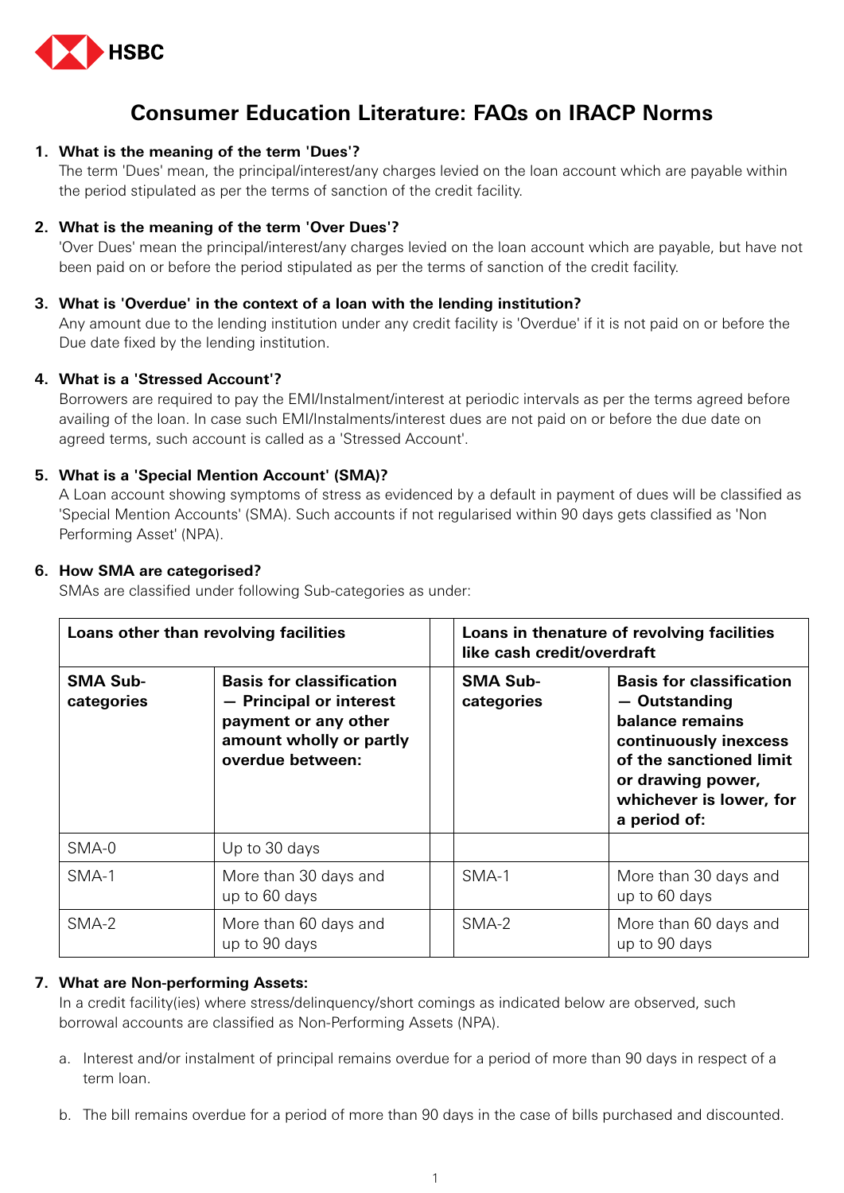HSBC

# Consumer Education Literature: FAQs on IRACP Norms

1. **What is the meaning of the term 'Dues'?**
   The term 'Dues' mean, the principal/interest/any charges levied on the loan account which are payable within the period stipulated as per the terms of sanction of the credit facility.

2. **What is the meaning of the term 'Over Dues'?**
   'Over Dues' mean the principal/interest/any charges levied on the loan account which are payable, but have not been paid on or before the period stipulated as per the terms of sanction of the credit facility.

3. **What is 'Overdue' in the context of a loan with the lending institution?**
   Any amount due to the lending institution under any credit facility is 'Overdue' if it is not paid on or before the Due date fixed by the lending institution.

4. **What is a 'Stressed Account'?**
   Borrowers are required to pay the EMI/Instalment/interest at periodic intervals as per the terms agreed before availing of the loan. In case such EMI/Instalments/interest dues are not paid on or before the due date on agreed terms, such account is called as a 'Stressed Account'.

5. **What is a 'Special Mention Account' (SMA)?**
   A Loan account showing symptoms of stress as evidenced by a default in payment of dues will be classified as 'Special Mention Accounts' (SMA). Such accounts if not regularised within 90 days gets classified as 'Non Performing Asset' (NPA).

6. **How SMA are categorised?**
   SMAs are classified under following Sub-categories as under:

| **Loans other than revolving facilities** | | | **Loans in thenature of revolving facilities like cash credit/overdraft** | |
|---|---|---|---|---|
| **SMA Sub-categories** | **Basis for classification — Principal or interest payment or any other amount wholly or partly overdue between:** | | **SMA Sub-categories** | **Basis for classification — Outstanding balance remains continuously inexcess of the sanctioned limit or drawing power, whichever is lower, for a period of:** |
| SMA-0 | Up to 30 days | | | |
| SMA-1 | More than 30 days and up to 60 days | | SMA-1 | More than 30 days and up to 60 days |
| SMA-2 | More than 60 days and up to 90 days | | SMA-2 | More than 60 days and up to 90 days |

7. **What are Non-performing Assets:**
   In a credit facility(ies) where stress/delinquency/short comings as indicated below are observed, such borrowal accounts are classified as Non-Performing Assets (NPA).

   a. Interest and/or instalment of principal remains overdue for a period of more than 90 days in respect of a term loan.

   b. The bill remains overdue for a period of more than 90 days in the case of bills purchased and discounted.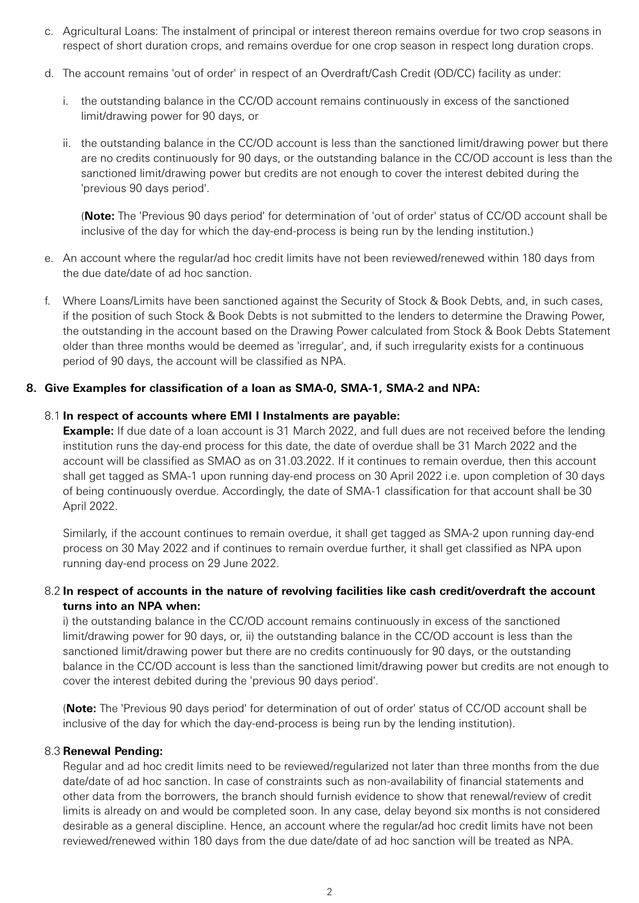c. Agricultural Loans: The instalment of principal or interest thereon remains overdue for two crop seasons in respect of short duration crops, and remains overdue for one crop season in respect long duration crops.

d. The account remains 'out of order' in respect of an Overdraft/Cash Credit (OD/CC) facility as under:

   i. the outstanding balance in the CC/OD account remains continuously in excess of the sanctioned limit/drawing power for 90 days, or

   ii. the outstanding balance in the CC/OD account is less than the sanctioned limit/drawing power but there are no credits continuously for 90 days, or the outstanding balance in the CC/OD account is less than the sanctioned limit/drawing power but credits are not enough to cover the interest debited during the 'previous 90 days period'.

   (**Note:** The 'Previous 90 days period' for determination of 'out of order' status of CC/OD account shall be inclusive of the day for which the day-end-process is being run by the lending institution.)

e. An account where the regular/ad hoc credit limits have not been reviewed/renewed within 180 days from the due date/date of ad hoc sanction.

f. Where Loans/Limits have been sanctioned against the Security of Stock & Book Debts, and, in such cases, if the position of such Stock & Book Debts is not submitted to the lenders to determine the Drawing Power, the outstanding in the account based on the Drawing Power calculated from Stock & Book Debts Statement older than three months would be deemed as 'irregular', and, if such irregularity exists for a continuous period of 90 days, the account will be classified as NPA.

**8. Give Examples for classification of a loan as SMA-0, SMA-1, SMA-2 and NPA:**

8.1 **In respect of accounts where EMI I Instalments are payable:**

**Example:** If due date of a loan account is 31 March 2022, and full dues are not received before the lending institution runs the day-end process for this date, the date of overdue shall be 31 March 2022 and the account will be classified as SMAO as on 31.03.2022. If it continues to remain overdue, then this account shall get tagged as SMA-1 upon running day-end process on 30 April 2022 i.e. upon completion of 30 days of being continuously overdue. Accordingly, the date of SMA-1 classification for that account shall be 30 April 2022.

Similarly, if the account continues to remain overdue, it shall get tagged as SMA-2 upon running day-end process on 30 May 2022 and if continues to remain overdue further, it shall get classified as NPA upon running day-end process on 29 June 2022.

8.2 **In respect of accounts in the nature of revolving facilities like cash credit/overdraft the account turns into an NPA when:**

i) the outstanding balance in the CC/OD account remains continuously in excess of the sanctioned limit/drawing power for 90 days, or, ii) the outstanding balance in the CC/OD account is less than the sanctioned limit/drawing power but there are no credits continuously for 90 days, or the outstanding balance in the CC/OD account is less than the sanctioned limit/drawing power but credits are not enough to cover the interest debited during the 'previous 90 days period'.

(**Note:** The 'Previous 90 days period' for determination of out of order' status of CC/OD account shall be inclusive of the day for which the day-end-process is being run by the lending institution).

8.3 **Renewal Pending:**

Regular and ad hoc credit limits need to be reviewed/regularized not later than three months from the due date/date of ad hoc sanction. In case of constraints such as non-availability of financial statements and other data from the borrowers, the branch should furnish evidence to show that renewal/review of credit limits is already on and would be completed soon. In any case, delay beyond six months is not considered desirable as a general discipline. Hence, an account where the regular/ad hoc credit limits have not been reviewed/renewed within 180 days from the due date/date of ad hoc sanction will be treated as NPA.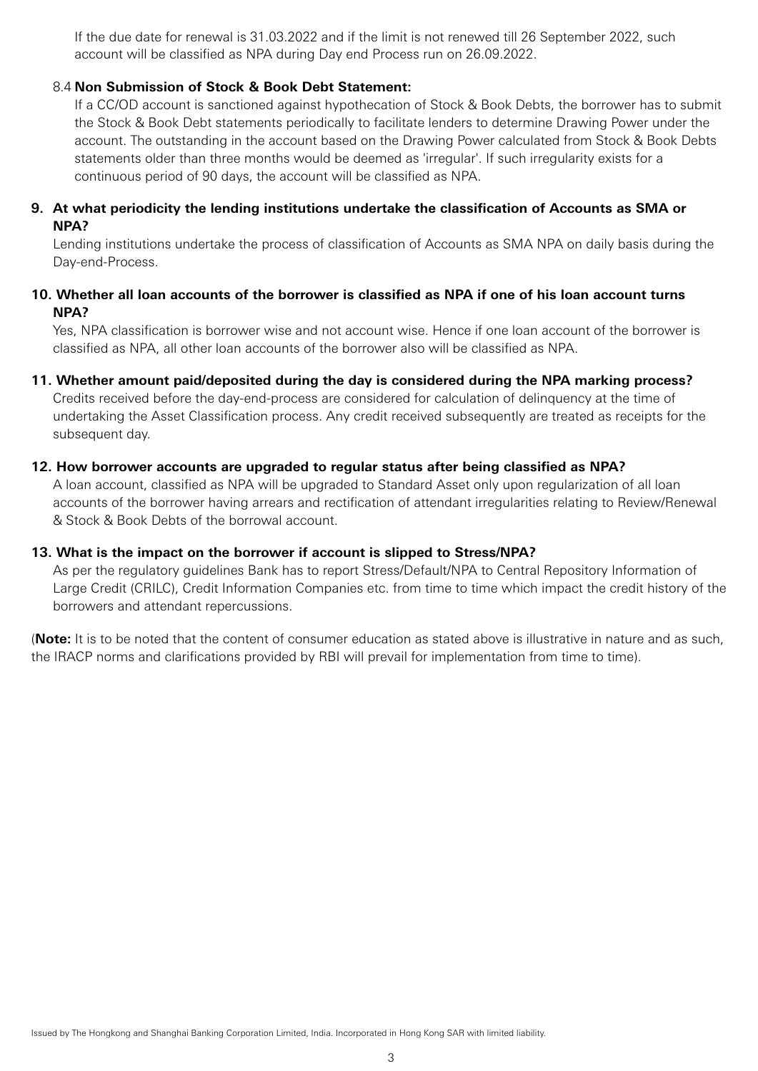If the due date for renewal is 31.03.2022 and if the limit is not renewed till 26 September 2022, such account will be classified as NPA during Day end Process run on 26.09.2022.

8.4 **Non Submission of Stock & Book Debt Statement:**

If a CC/OD account is sanctioned against hypothecation of Stock & Book Debts, the borrower has to submit the Stock & Book Debt statements periodically to facilitate lenders to determine Drawing Power under the account. The outstanding in the account based on the Drawing Power calculated from Stock & Book Debts statements older than three months would be deemed as 'irregular'. If such irregularity exists for a continuous period of 90 days, the account will be classified as NPA.

**9. At what periodicity the lending institutions undertake the classification of Accounts as SMA or NPA?**

Lending institutions undertake the process of classification of Accounts as SMA NPA on daily basis during the Day-end-Process.

**10. Whether all loan accounts of the borrower is classified as NPA if one of his loan account turns NPA?**

Yes, NPA classification is borrower wise and not account wise. Hence if one loan account of the borrower is classified as NPA, all other loan accounts of the borrower also will be classified as NPA.

**11. Whether amount paid/deposited during the day is considered during the NPA marking process?**

Credits received before the day-end-process are considered for calculation of delinquency at the time of undertaking the Asset Classification process. Any credit received subsequently are treated as receipts for the subsequent day.

**12. How borrower accounts are upgraded to regular status after being classified as NPA?**

A loan account, classified as NPA will be upgraded to Standard Asset only upon regularization of all loan accounts of the borrower having arrears and rectification of attendant irregularities relating to Review/Renewal & Stock & Book Debts of the borrowal account.

**13. What is the impact on the borrower if account is slipped to Stress/NPA?**

As per the regulatory guidelines Bank has to report Stress/Default/NPA to Central Repository Information of Large Credit (CRILC), Credit Information Companies etc. from time to time which impact the credit history of the borrowers and attendant repercussions.

(**Note:** It is to be noted that the content of consumer education as stated above is illustrative in nature and as such, the IRACP norms and clarifications provided by RBI will prevail for implementation from time to time).

Issued by The Hongkong and Shanghai Banking Corporation Limited, India. Incorporated in Hong Kong SAR with limited liability.